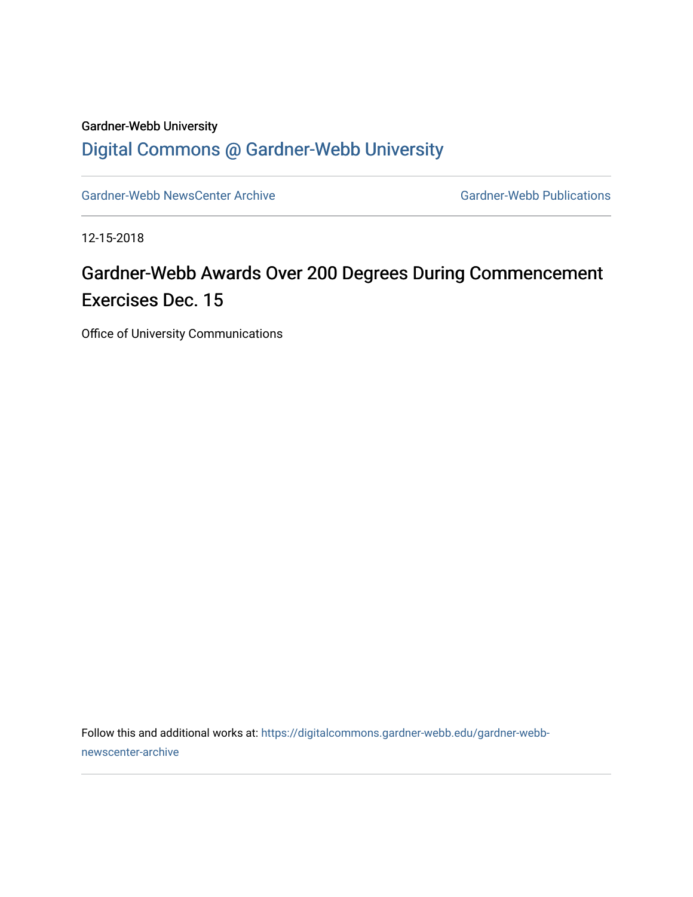Gardner-Webb University

## Digital Commons @ Gardner-Webb University

Gardner-Webb NewsCenter Archive | Gardner-Webb Publications

12-15-2018

# Gardner-Webb Awards Over 200 Degrees During Commencement Exercises Dec. 15

Office of University Communications

Follow this and additional works at: https://digitalcommons.gardner-webb.edu/gardner-webb-newscenter-archive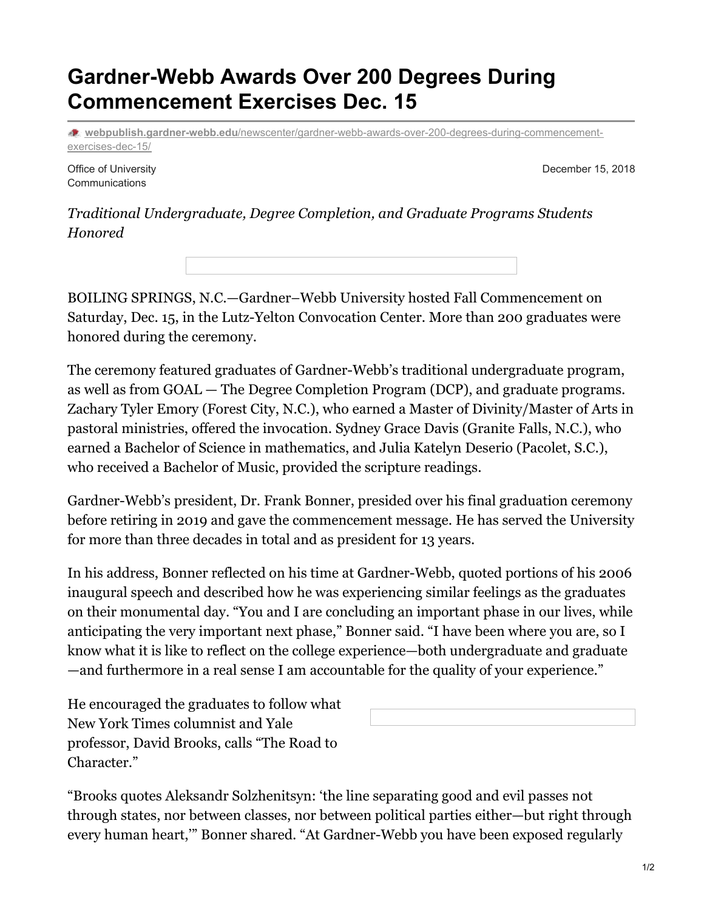# Gardner-Webb Awards Over 200 Degrees During Commencement Exercises Dec. 15

webpublish.gardner-webb.edu/newscenter/gardner-webb-awards-over-200-degrees-during-commencement-exercises-dec-15/

Office of University Communications

December 15, 2018

*Traditional Undergraduate, Degree Completion, and Graduate Programs Students Honored*

BOILING SPRINGS, N.C.—Gardner–Webb University hosted Fall Commencement on Saturday, Dec. 15, in the Lutz-Yelton Convocation Center. More than 200 graduates were honored during the ceremony.

The ceremony featured graduates of Gardner-Webb's traditional undergraduate program, as well as from GOAL — The Degree Completion Program (DCP), and graduate programs. Zachary Tyler Emory (Forest City, N.C.), who earned a Master of Divinity/Master of Arts in pastoral ministries, offered the invocation. Sydney Grace Davis (Granite Falls, N.C.), who earned a Bachelor of Science in mathematics, and Julia Katelyn Deserio (Pacolet, S.C.), who received a Bachelor of Music, provided the scripture readings.

Gardner-Webb's president, Dr. Frank Bonner, presided over his final graduation ceremony before retiring in 2019 and gave the commencement message. He has served the University for more than three decades in total and as president for 13 years.

In his address, Bonner reflected on his time at Gardner-Webb, quoted portions of his 2006 inaugural speech and described how he was experiencing similar feelings as the graduates on their monumental day. "You and I are concluding an important phase in our lives, while anticipating the very important next phase," Bonner said. "I have been where you are, so I know what it is like to reflect on the college experience—both undergraduate and graduate—and furthermore in a real sense I am accountable for the quality of your experience."

He encouraged the graduates to follow what New York Times columnist and Yale professor, David Brooks, calls "The Road to Character."

"Brooks quotes Aleksandr Solzhenitsyn: 'the line separating good and evil passes not through states, nor between classes, nor between political parties either—but right through every human heart,'" Bonner shared. "At Gardner-Webb you have been exposed regularly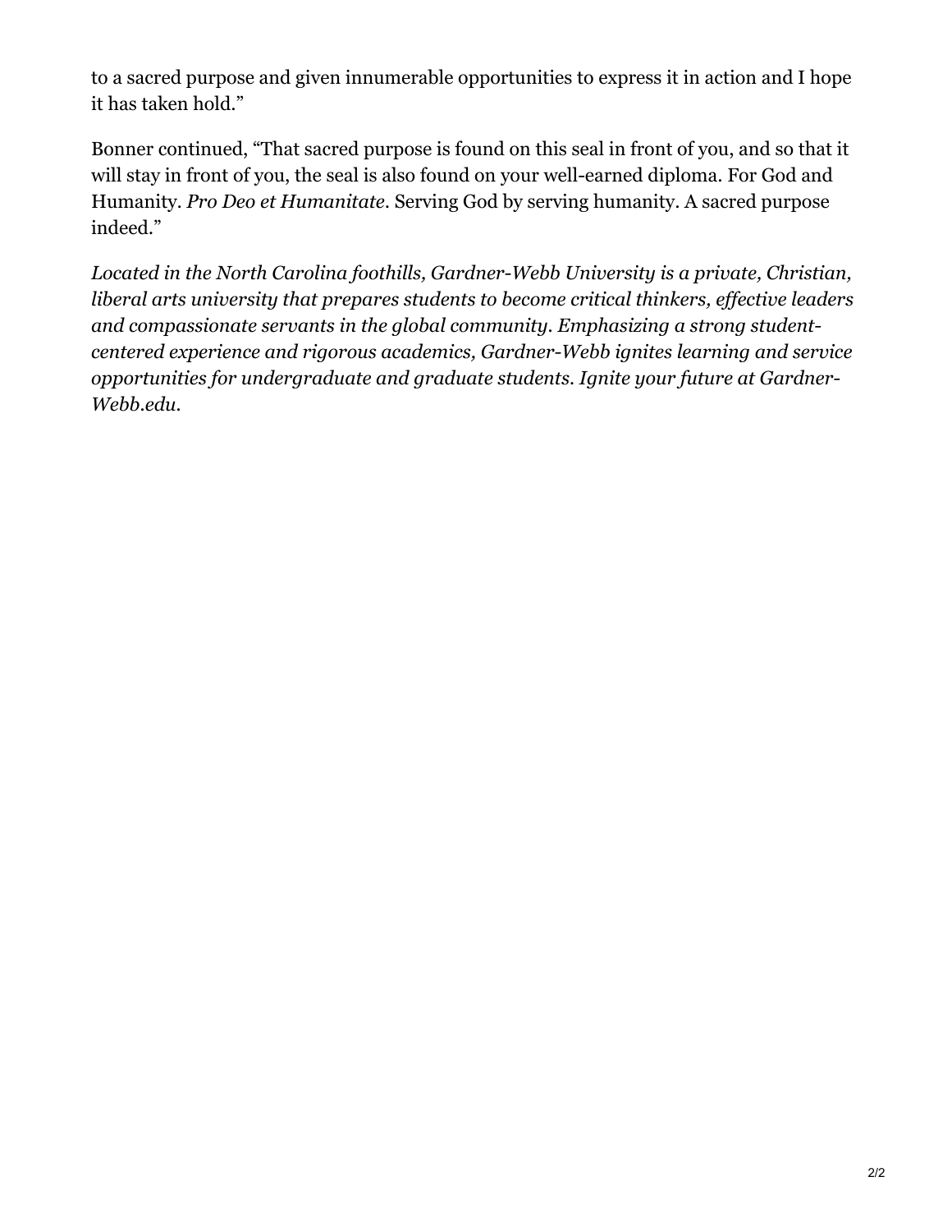to a sacred purpose and given innumerable opportunities to express it in action and I hope it has taken hold."

Bonner continued, "That sacred purpose is found on this seal in front of you, and so that it will stay in front of you, the seal is also found on your well-earned diploma. For God and Humanity. *Pro Deo et Humanitate*. Serving God by serving humanity. A sacred purpose indeed."

*Located in the North Carolina foothills, Gardner-Webb University is a private, Christian, liberal arts university that prepares students to become critical thinkers, effective leaders and compassionate servants in the global community. Emphasizing a strong student-centered experience and rigorous academics, Gardner-Webb ignites learning and service opportunities for undergraduate and graduate students. Ignite your future at Gardner-Webb.edu.*